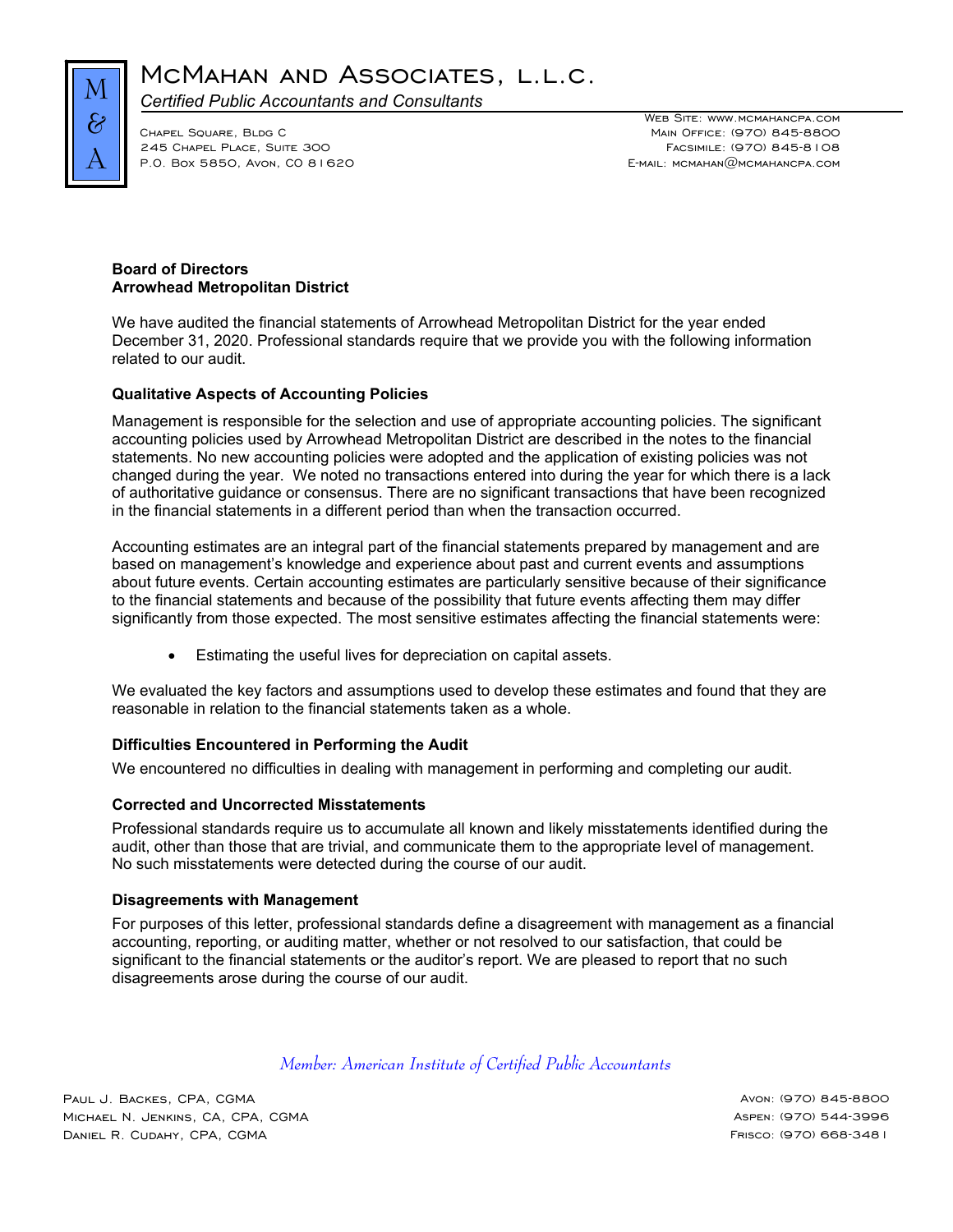# McMahan and Associates, L.L.C.

*Certified Public Accountants and Consultants*

Chapel Square, Bldg C
245 Chapel Place, Suite 300
P.O. Box 5850, Avon, CO 81620

Web Site: www.mcmahancpa.com
Main Office: (970) 845-8800
Facsimile: (970) 845-8108
E-mail: mcmahan@mcmahancpa.com

**Board of Directors**
**Arrowhead Metropolitan District**

We have audited the financial statements of Arrowhead Metropolitan District for the year ended December 31, 2020. Professional standards require that we provide you with the following information related to our audit.

### Qualitative Aspects of Accounting Policies

Management is responsible for the selection and use of appropriate accounting policies. The significant accounting policies used by Arrowhead Metropolitan District are described in the notes to the financial statements. No new accounting policies were adopted and the application of existing policies was not changed during the year. We noted no transactions entered into during the year for which there is a lack of authoritative guidance or consensus. There are no significant transactions that have been recognized in the financial statements in a different period than when the transaction occurred.

Accounting estimates are an integral part of the financial statements prepared by management and are based on management's knowledge and experience about past and current events and assumptions about future events. Certain accounting estimates are particularly sensitive because of their significance to the financial statements and because of the possibility that future events affecting them may differ significantly from those expected. The most sensitive estimates affecting the financial statements were:

- Estimating the useful lives for depreciation on capital assets.

We evaluated the key factors and assumptions used to develop these estimates and found that they are reasonable in relation to the financial statements taken as a whole.

### Difficulties Encountered in Performing the Audit

We encountered no difficulties in dealing with management in performing and completing our audit.

### Corrected and Uncorrected Misstatements

Professional standards require us to accumulate all known and likely misstatements identified during the audit, other than those that are trivial, and communicate them to the appropriate level of management. No such misstatements were detected during the course of our audit.

### Disagreements with Management

For purposes of this letter, professional standards define a disagreement with management as a financial accounting, reporting, or auditing matter, whether or not resolved to our satisfaction, that could be significant to the financial statements or the auditor's report. We are pleased to report that no such disagreements arose during the course of our audit.

*Member: American Institute of Certified Public Accountants*

Paul J. Backes, CPA, CGMA
Michael N. Jenkins, CA, CPA, CGMA
Daniel R. Cudahy, CPA, CGMA

Avon: (970) 845-8800
Aspen: (970) 544-3996
Frisco: (970) 668-3481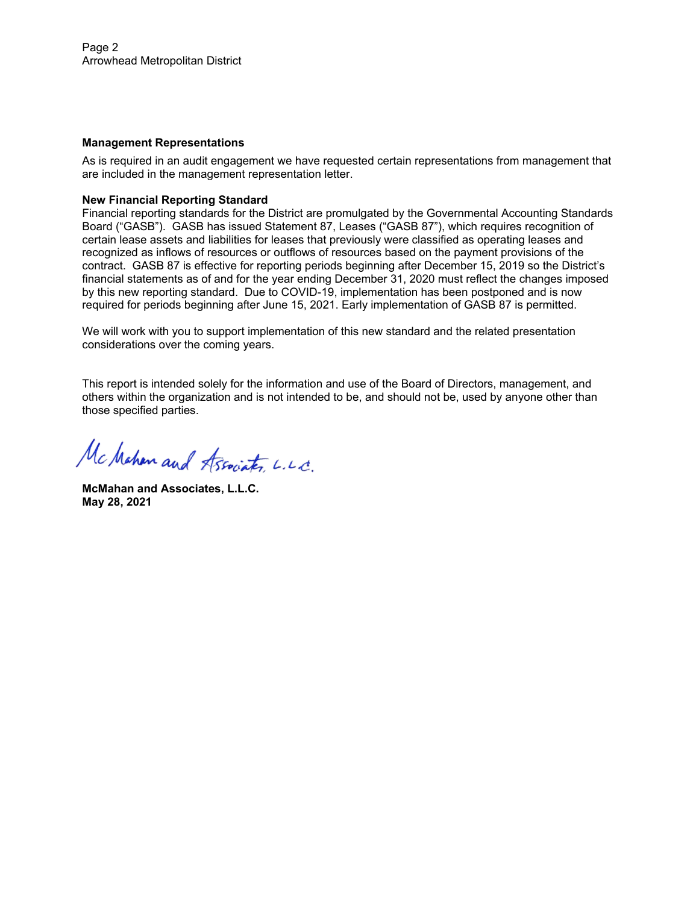**Management Representations**

As is required in an audit engagement we have requested certain representations from management that are included in the management representation letter.

**New Financial Reporting Standard**

Financial reporting standards for the District are promulgated by the Governmental Accounting Standards Board ("GASB"). GASB has issued Statement 87, Leases ("GASB 87"), which requires recognition of certain lease assets and liabilities for leases that previously were classified as operating leases and recognized as inflows of resources or outflows of resources based on the payment provisions of the contract. GASB 87 is effective for reporting periods beginning after December 15, 2019 so the District's financial statements as of and for the year ending December 31, 2020 must reflect the changes imposed by this new reporting standard. Due to COVID-19, implementation has been postponed and is now required for periods beginning after June 15, 2021. Early implementation of GASB 87 is permitted.

We will work with you to support implementation of this new standard and the related presentation considerations over the coming years.

This report is intended solely for the information and use of the Board of Directors, management, and others within the organization and is not intended to be, and should not be, used by anyone other than those specified parties.

McMahan and Associates, L.L.C.

**McMahan and Associates, L.L.C.**
**May 28, 2021**